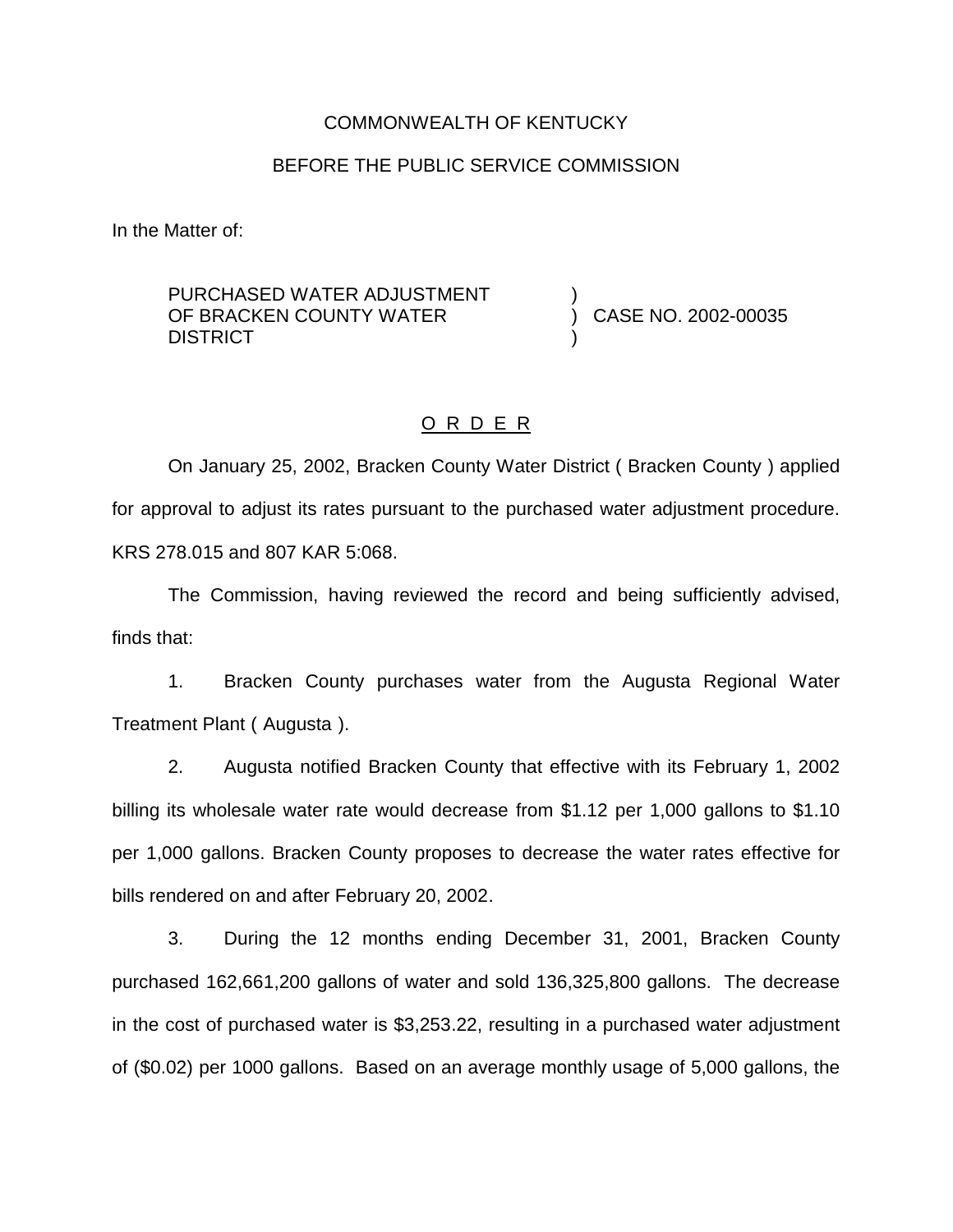COMMONWEALTH OF KENTUCKY

BEFORE THE PUBLIC SERVICE COMMISSION

In the Matter of:

PURCHASED WATER ADJUSTMENT OF BRACKEN COUNTY WATER DISTRICT ) CASE NO. 2002-00035

O R D E R

On January 25, 2002, Bracken County Water District ( Bracken County ) applied for approval to adjust its rates pursuant to the purchased water adjustment procedure. KRS 278.015 and 807 KAR 5:068.

The Commission, having reviewed the record and being sufficiently advised, finds that:

1. Bracken County purchases water from the Augusta Regional Water Treatment Plant ( Augusta ).

2. Augusta notified Bracken County that effective with its February 1, 2002 billing its wholesale water rate would decrease from $1.12 per 1,000 gallons to $1.10 per 1,000 gallons. Bracken County proposes to decrease the water rates effective for bills rendered on and after February 20, 2002.

3. During the 12 months ending December 31, 2001, Bracken County purchased 162,661,200 gallons of water and sold 136,325,800 gallons. The decrease in the cost of purchased water is $3,253.22, resulting in a purchased water adjustment of ($0.02) per 1000 gallons. Based on an average monthly usage of 5,000 gallons, the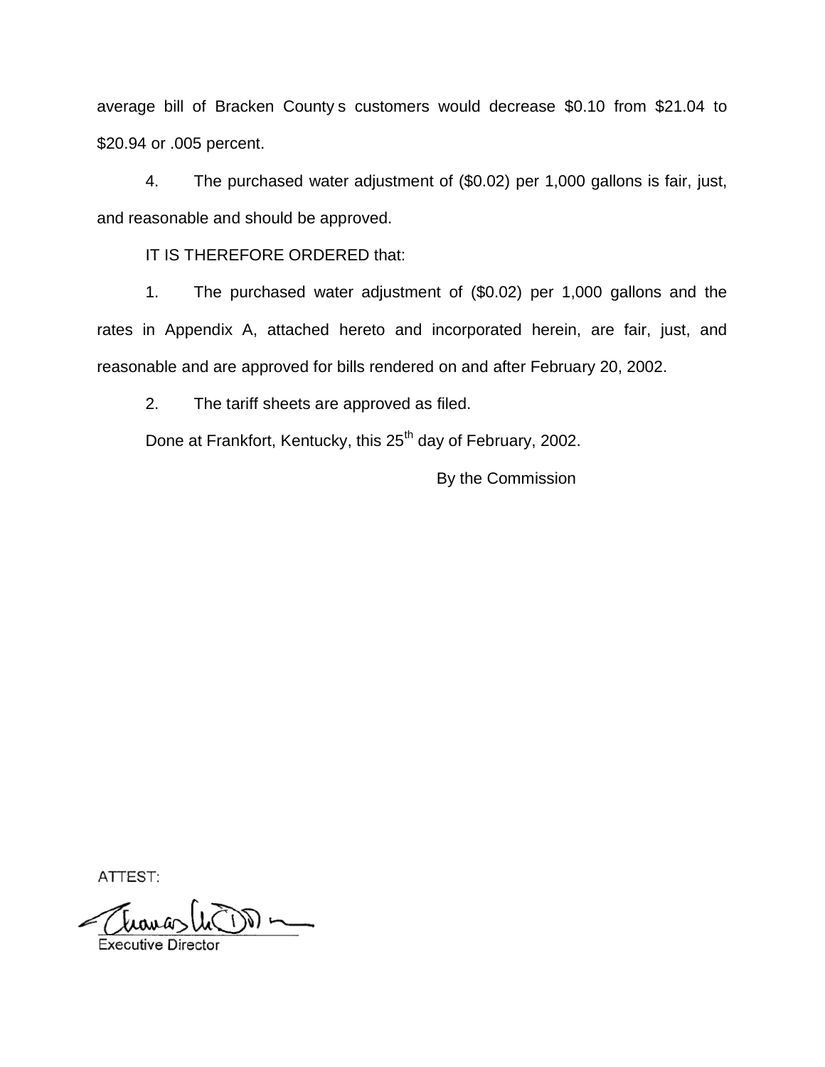average bill of Bracken County s customers would decrease $0.10 from $21.04 to $20.94 or .005 percent.

4. The purchased water adjustment of ($0.02) per 1,000 gallons is fair, just, and reasonable and should be approved.

IT IS THEREFORE ORDERED that:

1. The purchased water adjustment of ($0.02) per 1,000 gallons and the rates in Appendix A, attached hereto and incorporated herein, are fair, just, and reasonable and are approved for bills rendered on and after February 20, 2002.

2. The tariff sheets are approved as filed.

Done at Frankfort, Kentucky, this 25th day of February, 2002.

By the Commission

ATTEST:

Executive Director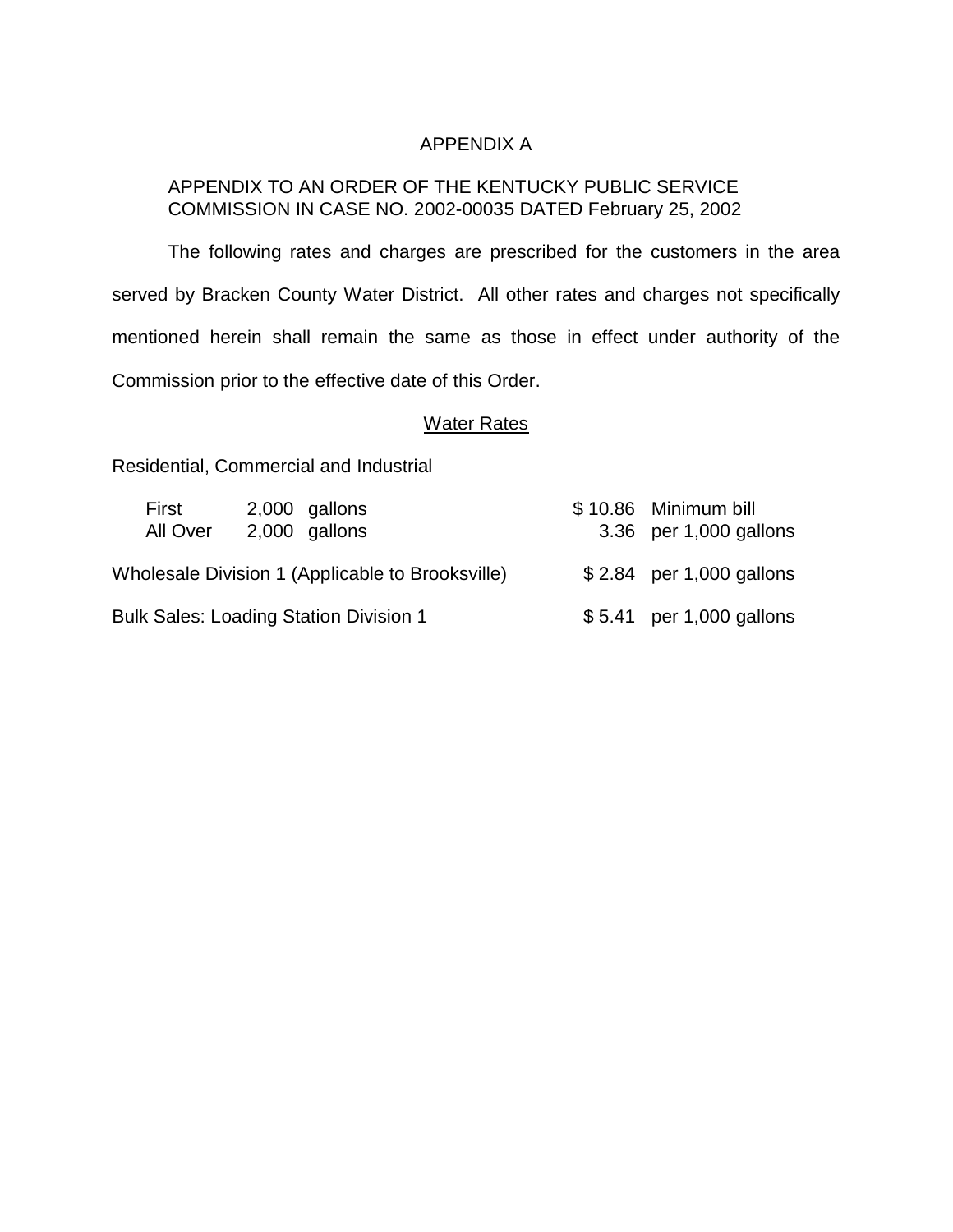# APPENDIX A

APPENDIX TO AN ORDER OF THE KENTUCKY PUBLIC SERVICE COMMISSION IN CASE NO. 2002-00035 DATED February 25, 2002

The following rates and charges are prescribed for the customers in the area served by Bracken County Water District. All other rates and charges not specifically mentioned herein shall remain the same as those in effect under authority of the Commission prior to the effective date of this Order.

## Water Rates

Residential, Commercial and Industrial

| | | | |
|---|---|---|---|
| First | 2,000 gallons | $ 10.86 | Minimum bill |
| All Over | 2,000 gallons | 3.36 | per 1,000 gallons |

| | | |
|---|---|---|
| Wholesale Division 1 (Applicable to Brooksville) | $ 2.84 | per 1,000 gallons |
| Bulk Sales: Loading Station Division 1 | $ 5.41 | per 1,000 gallons |